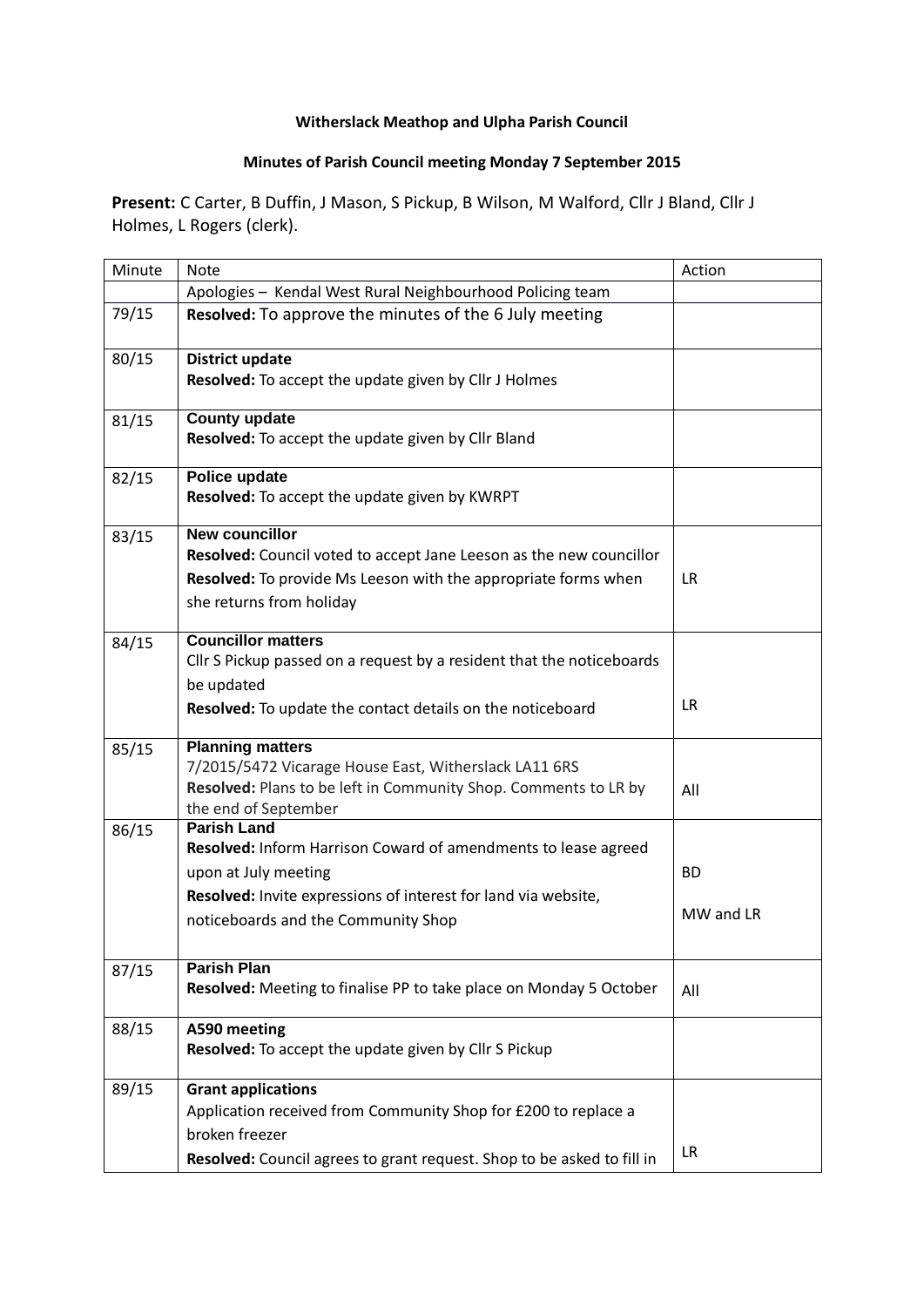**Witherslack Meathop and Ulpha Parish Council**

**Minutes of Parish Council meeting Monday 7 September 2015**

**Present:** C Carter, B Duffin, J Mason, S Pickup, B Wilson, M Walford, Cllr J Bland, Cllr J Holmes, L Rogers (clerk).

| Minute | Note | Action |
|---|---|---|
| | Apologies – Kendal West Rural Neighbourhood Policing team | |
| 79/15 | **Resolved:** To approve the minutes of the 6 July meeting | |
| 80/15 | **District update**<br>**Resolved:** To accept the update given by Cllr J Holmes | |
| 81/15 | **County update**<br>**Resolved:** To accept the update given by Cllr Bland | |
| 82/15 | **Police update**<br>**Resolved:** To accept the update given by KWRPT | |
| 83/15 | **New councillor**<br>**Resolved:** Council voted to accept Jane Leeson as the new councillor<br>**Resolved:** To provide Ms Leeson with the appropriate forms when she returns from holiday | LR |
| 84/15 | **Councillor matters**<br>Cllr S Pickup passed on a request by a resident that the noticeboards be updated<br>**Resolved:** To update the contact details on the noticeboard | LR |
| 85/15 | **Planning matters**<br>7/2015/5472 Vicarage House East, Witherslack LA11 6RS<br>**Resolved:** Plans to be left in Community Shop. Comments to LR by the end of September | All |
| 86/15 | **Parish Land**<br>**Resolved:** Inform Harrison Coward of amendments to lease agreed upon at July meeting<br>**Resolved:** Invite expressions of interest for land via website, noticeboards and the Community Shop | BD<br>MW and LR |
| 87/15 | **Parish Plan**<br>**Resolved:** Meeting to finalise PP to take place on Monday 5 October | All |
| 88/15 | **A590 meeting**<br>**Resolved:** To accept the update given by Cllr S Pickup | |
| 89/15 | **Grant applications**<br>Application received from Community Shop for £200 to replace a broken freezer<br>**Resolved:** Council agrees to grant request. Shop to be asked to fill in | LR |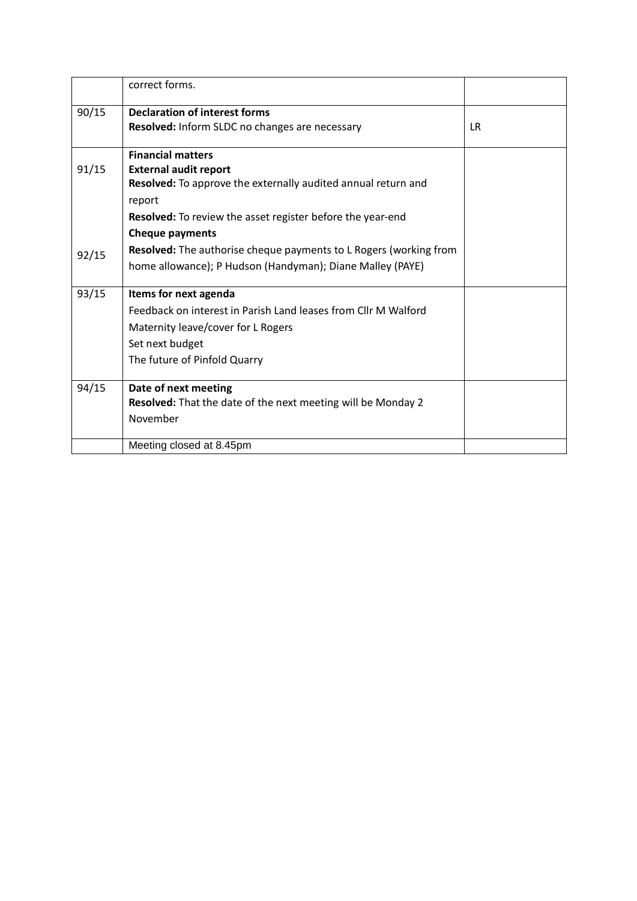| | | |
|---|---|---|
| | correct forms. | |
| 90/15 | **Declaration of interest forms**<br>**Resolved:** Inform SLDC no changes are necessary | LR |
| 91/15<br><br><br><br><br>92/15 | **Financial matters**<br>**External audit report**<br>**Resolved:** To approve the externally audited annual return and report<br>**Resolved:** To review the asset register before the year-end<br>**Cheque payments**<br>**Resolved:** The authorise cheque payments to L Rogers (working from home allowance); P Hudson (Handyman); Diane Malley (PAYE) | |
| 93/15 | **Items for next agenda**<br>Feedback on interest in Parish Land leases from Cllr M Walford<br>Maternity leave/cover for L Rogers<br>Set next budget<br>The future of Pinfold Quarry | |
| 94/15 | **Date of next meeting**<br>**Resolved:** That the date of the next meeting will be Monday 2 November | |
| | Meeting closed at 8.45pm | |